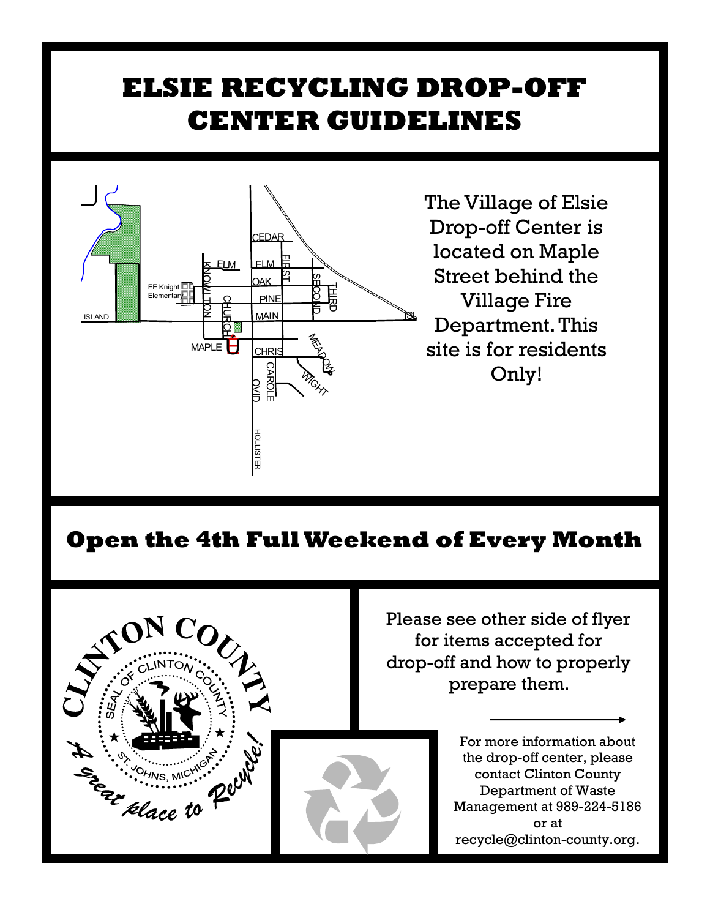# ELSIE RECYCLING DROP-OFF CENTER GUIDELINES

The Village of Elsie Drop-off Center is located on Maple Street behind the Village Fire Department. This site is for residents Only!

## Open the 4th Full Weekend of Every Month

Please see other side of flyer for items accepted for drop-off and how to properly prepare them.

For more information about the drop-off center, please contact Clinton County Department of Waste Management at 989-224-5186 or at recycle@clinton-county.org.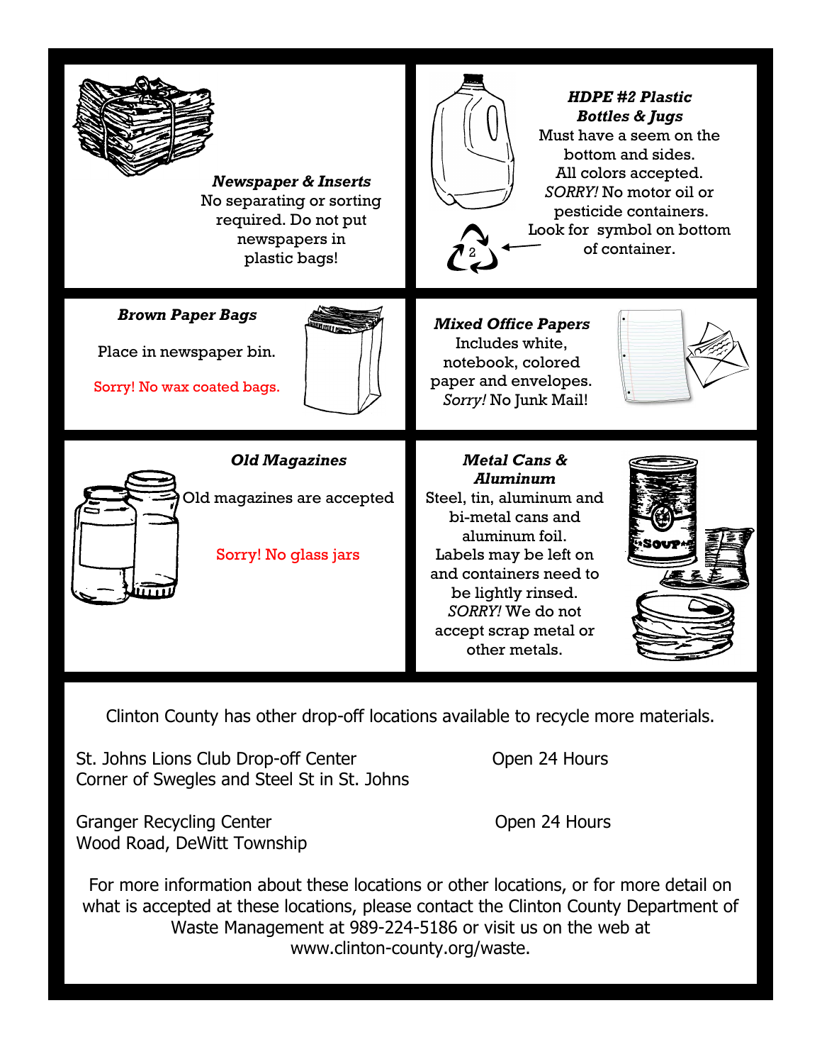***Newspaper & Inserts***

No separating or sorting required. Do not put newspapers in plastic bags!

***HDPE #2 Plastic Bottles & Jugs***

Must have a seem on the bottom and sides.
All colors accepted.
*SORRY!* No motor oil or pesticide containers.
Look for symbol on bottom of container.

***Brown Paper Bags***

Place in newspaper bin.

Sorry! No wax coated bags.

***Mixed Office Papers***

Includes white, notebook, colored paper and envelopes.
*Sorry!* No Junk Mail!

***Old Magazines***

Old magazines are accepted

Sorry! No glass jars

***Metal Cans & Aluminum***

Steel, tin, aluminum and bi-metal cans and aluminum foil.
Labels may be left on and containers need to be lightly rinsed.
*SORRY!* We do not accept scrap metal or other metals.

Clinton County has other drop-off locations available to recycle more materials.

St. Johns Lions Club Drop-off Center — Open 24 Hours
Corner of Swegles and Steel St in St. Johns

Granger Recycling Center — Open 24 Hours
Wood Road, DeWitt Township

For more information about these locations or other locations, or for more detail on what is accepted at these locations, please contact the Clinton County Department of Waste Management at 989-224-5186 or visit us on the web at www.clinton-county.org/waste.